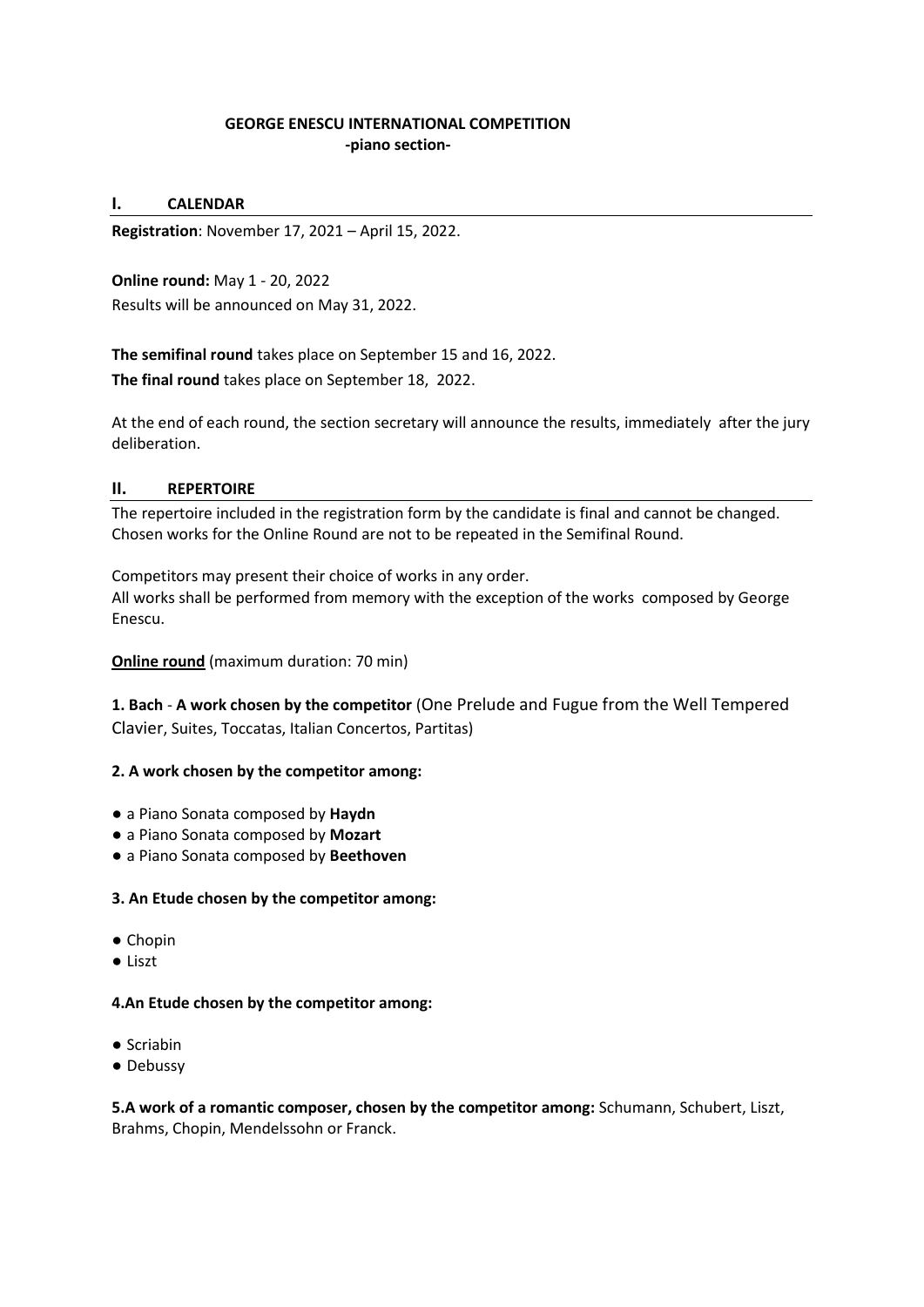# GEORGE ENESCU INTERNATIONAL COMPETITION
## -piano section-

## I. CALENDAR

**Registration**: November 17, 2021 – April 15, 2022.

**Online round:** May 1 - 20, 2022
Results will be announced on May 31, 2022.

**The semifinal round** takes place on September 15 and 16, 2022.
**The final round** takes place on September 18, 2022.

At the end of each round, the section secretary will announce the results, immediately after the jury deliberation.

## II. REPERTOIRE

The repertoire included in the registration form by the candidate is final and cannot be changed. Chosen works for the Online Round are not to be repeated in the Semifinal Round.

Competitors may present their choice of works in any order.
All works shall be performed from memory with the exception of the works composed by George Enescu.

**Online round** (maximum duration: 70 min)

**1. Bach** - **A work chosen by the competitor** (One Prelude and Fugue from the Well Tempered Clavier, Suites, Toccatas, Italian Concertos, Partitas)

**2. A work chosen by the competitor among:**

- a Piano Sonata composed by **Haydn**
- a Piano Sonata composed by **Mozart**
- a Piano Sonata composed by **Beethoven**

**3. An Etude chosen by the competitor among:**

- Chopin
- Liszt

**4.An Etude chosen by the competitor among:**

- Scriabin
- Debussy

**5.A work of a romantic composer, chosen by the competitor among:** Schumann, Schubert, Liszt, Brahms, Chopin, Mendelssohn or Franck.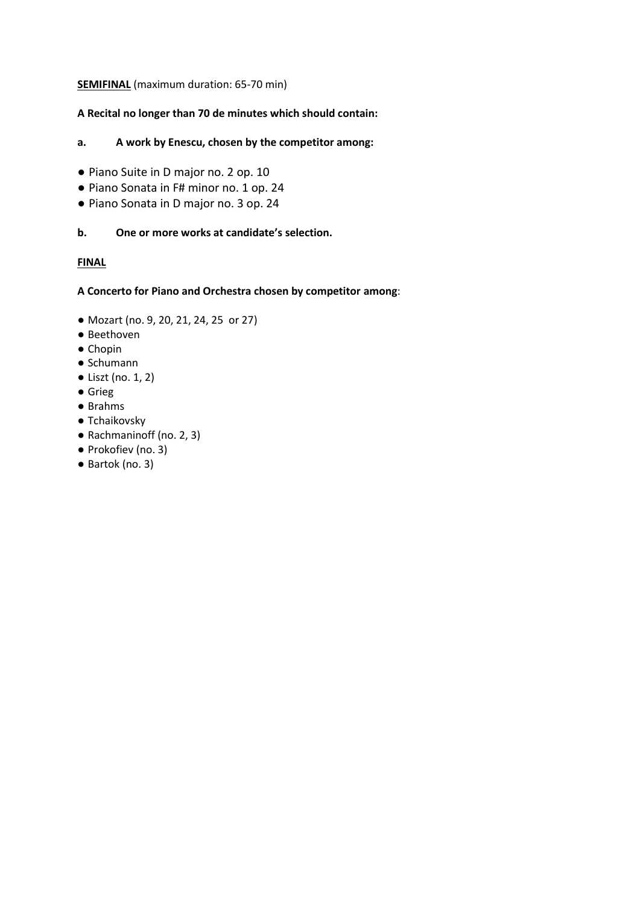**<u>SEMIFINAL</u>** (maximum duration: 65-70 min)

**A Recital no longer than 70 de minutes which should contain:**

**a. A work by Enescu, chosen by the competitor among:**

- Piano Suite in D major no. 2 op. 10
- Piano Sonata in F# minor no. 1 op. 24
- Piano Sonata in D major no. 3 op. 24

**b. One or more works at candidate's selection.**

**<u>FINAL</u>**

**A Concerto for Piano and Orchestra chosen by competitor among**:

- Mozart (no. 9, 20, 21, 24, 25 or 27)
- Beethoven
- Chopin
- Schumann
- Liszt (no. 1, 2)
- Grieg
- Brahms
- Tchaikovsky
- Rachmaninoff (no. 2, 3)
- Prokofiev (no. 3)
- Bartok (no. 3)